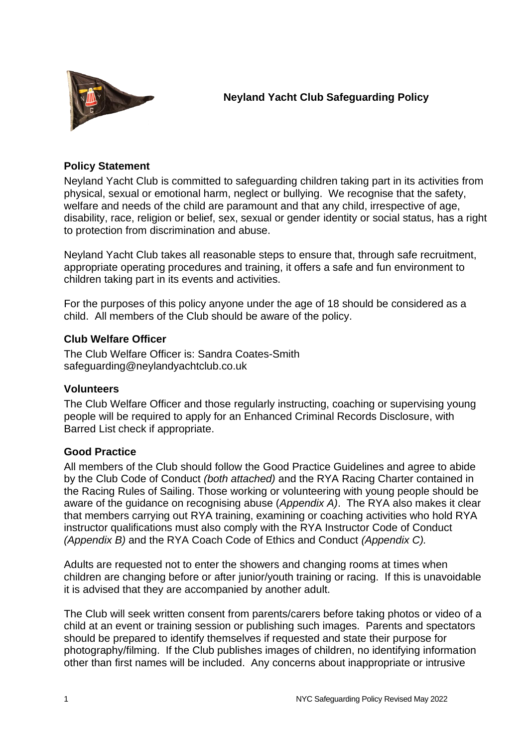# Neyland Yacht Club Safeguarding Policy

## Policy Statement

Neyland Yacht Club is committed to safeguarding children taking part in its activities from physical, sexual or emotional harm, neglect or bullying. We recognise that the safety, welfare and needs of the child are paramount and that any child, irrespective of age, disability, race, religion or belief, sex, sexual or gender identity or social status, has a right to protection from discrimination and abuse.

Neyland Yacht Club takes all reasonable steps to ensure that, through safe recruitment, appropriate operating procedures and training, it offers a safe and fun environment to children taking part in its events and activities.

For the purposes of this policy anyone under the age of 18 should be considered as a child. All members of the Club should be aware of the policy.

## Club Welfare Officer

The Club Welfare Officer is: Sandra Coates-Smith
safeguarding@neylandyachtclub.co.uk

## Volunteers

The Club Welfare Officer and those regularly instructing, coaching or supervising young people will be required to apply for an Enhanced Criminal Records Disclosure, with Barred List check if appropriate.

## Good Practice

All members of the Club should follow the Good Practice Guidelines and agree to abide by the Club Code of Conduct *(both attached)* and the RYA Racing Charter contained in the Racing Rules of Sailing. Those working or volunteering with young people should be aware of the guidance on recognising abuse (*Appendix A)*. The RYA also makes it clear that members carrying out RYA training, examining or coaching activities who hold RYA instructor qualifications must also comply with the RYA Instructor Code of Conduct *(Appendix B)* and the RYA Coach Code of Ethics and Conduct *(Appendix C).*

Adults are requested not to enter the showers and changing rooms at times when children are changing before or after junior/youth training or racing. If this is unavoidable it is advised that they are accompanied by another adult.

The Club will seek written consent from parents/carers before taking photos or video of a child at an event or training session or publishing such images. Parents and spectators should be prepared to identify themselves if requested and state their purpose for photography/filming. If the Club publishes images of children, no identifying information other than first names will be included. Any concerns about inappropriate or intrusive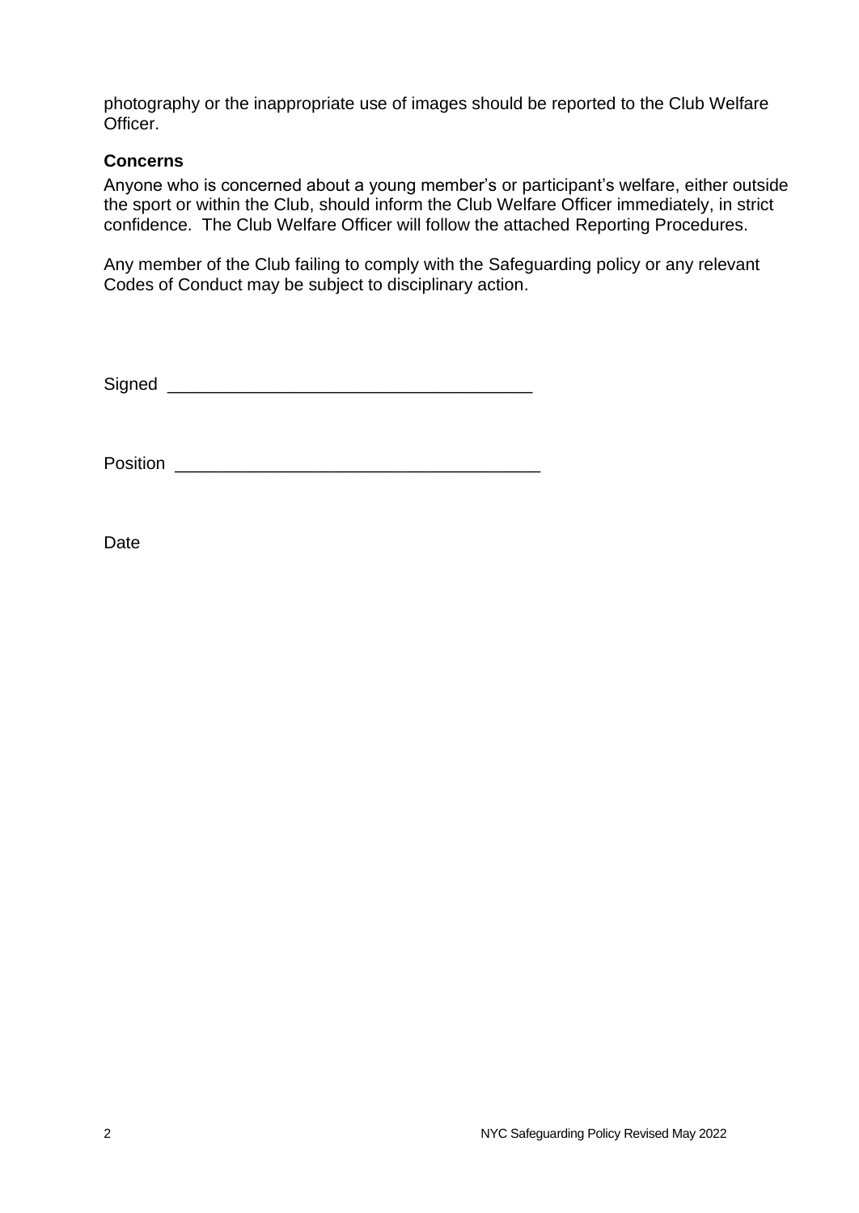photography or the inappropriate use of images should be reported to the Club Welfare Officer.

### Concerns

Anyone who is concerned about a young member's or participant's welfare, either outside the sport or within the Club, should inform the Club Welfare Officer immediately, in strict confidence. The Club Welfare Officer will follow the attached Reporting Procedures.

Any member of the Club failing to comply with the Safeguarding policy or any relevant Codes of Conduct may be subject to disciplinary action.

Signed _____________________________________

Position _____________________________________

Date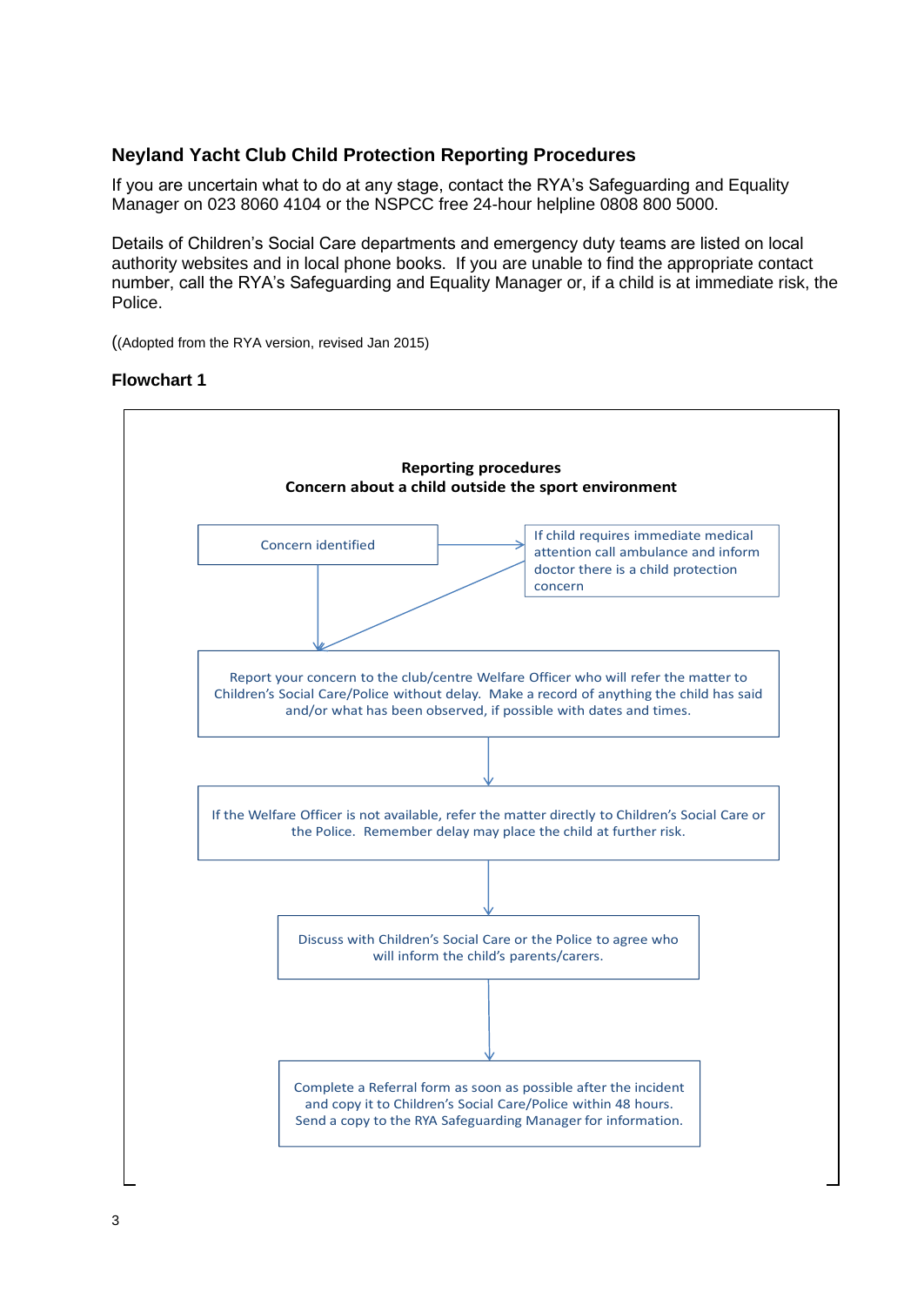### Neyland Yacht Club Child Protection Reporting Procedures

If you are uncertain what to do at any stage, contact the RYA's Safeguarding and Equality Manager on 023 8060 4104 or the NSPCC free 24-hour helpline 0808 800 5000.

Details of Children's Social Care departments and emergency duty teams are listed on local authority websites and in local phone books. If you are unable to find the appropriate contact number, call the RYA's Safeguarding and Equality Manager or, if a child is at immediate risk, the Police.

((Adopted from the RYA version, revised Jan 2015)

#### Flowchart 1

**Reporting procedures**
**Concern about a child outside the sport environment**

Concern identified

If child requires immediate medical attention call ambulance and inform doctor there is a child protection concern

Report your concern to the club/centre Welfare Officer who will refer the matter to Children's Social Care/Police without delay. Make a record of anything the child has said and/or what has been observed, if possible with dates and times.

If the Welfare Officer is not available, refer the matter directly to Children's Social Care or the Police. Remember delay may place the child at further risk.

Discuss with Children's Social Care or the Police to agree who will inform the child's parents/carers.

Complete a Referral form as soon as possible after the incident and copy it to Children's Social Care/Police within 48 hours. Send a copy to the RYA Safeguarding Manager for information.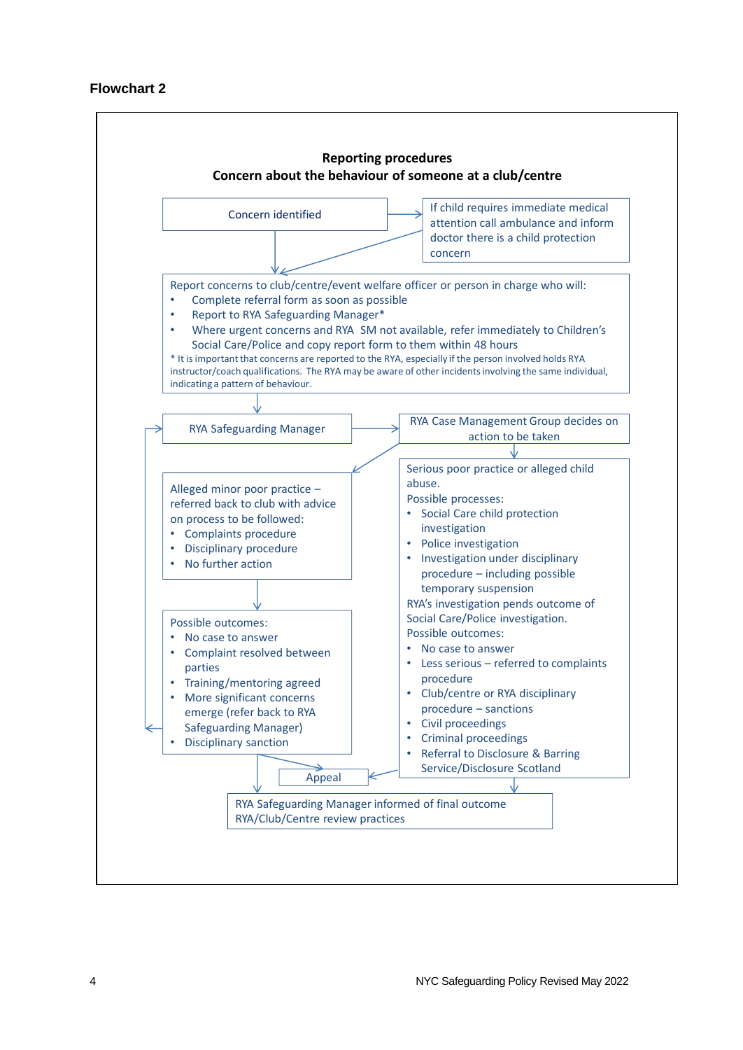**Flowchart 2**

**Reporting procedures**
**Concern about the behaviour of someone at a club/centre**

Concern identified

If child requires immediate medical attention call ambulance and inform doctor there is a child protection concern

Report concerns to club/centre/event welfare officer or person in charge who will:

- Complete referral form as soon as possible
- Report to RYA Safeguarding Manager*
- Where urgent concerns and RYA SM not available, refer immediately to Children's Social Care/Police and copy report form to them within 48 hours

\* It is important that concerns are reported to the RYA, especially if the person involved holds RYA instructor/coach qualifications. The RYA may be aware of other incidents involving the same individual, indicating a pattern of behaviour.

RYA Safeguarding Manager

RYA Case Management Group decides on action to be taken

Alleged minor poor practice – referred back to club with advice on process to be followed:

- Complaints procedure
- Disciplinary procedure
- No further action

Possible outcomes:

- No case to answer
- Complaint resolved between parties
- Training/mentoring agreed
- More significant concerns emerge (refer back to RYA Safeguarding Manager)
- Disciplinary sanction

Serious poor practice or alleged child abuse.

Possible processes:

- Social Care child protection investigation
- Police investigation
- Investigation under disciplinary procedure – including possible temporary suspension

RYA's investigation pends outcome of Social Care/Police investigation.

Possible outcomes:

- No case to answer
- Less serious – referred to complaints procedure
- Club/centre or RYA disciplinary procedure – sanctions
- Civil proceedings
- Criminal proceedings
- Referral to Disclosure & Barring Service/Disclosure Scotland

Appeal

RYA Safeguarding Manager informed of final outcome
RYA/Club/Centre review practices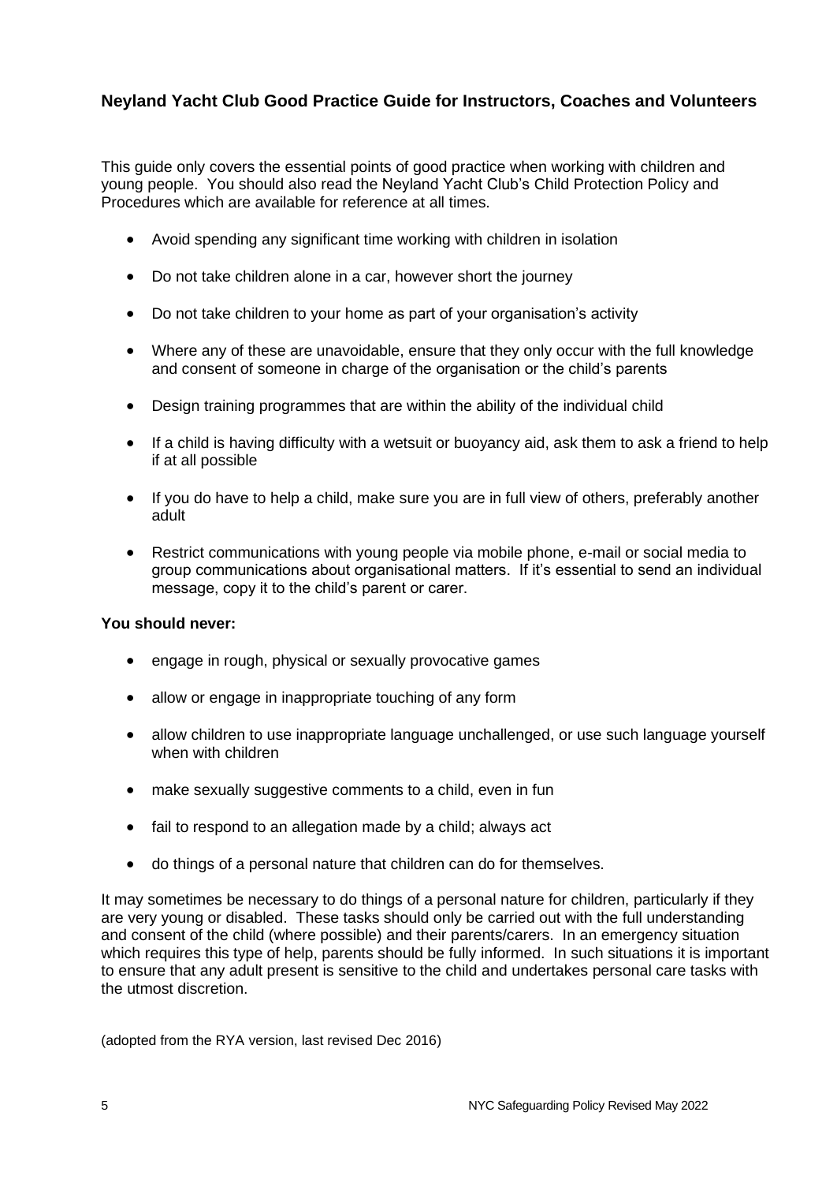## Neyland Yacht Club Good Practice Guide for Instructors, Coaches and Volunteers

This guide only covers the essential points of good practice when working with children and young people. You should also read the Neyland Yacht Club's Child Protection Policy and Procedures which are available for reference at all times.

- Avoid spending any significant time working with children in isolation
- Do not take children alone in a car, however short the journey
- Do not take children to your home as part of your organisation's activity
- Where any of these are unavoidable, ensure that they only occur with the full knowledge and consent of someone in charge of the organisation or the child's parents
- Design training programmes that are within the ability of the individual child
- If a child is having difficulty with a wetsuit or buoyancy aid, ask them to ask a friend to help if at all possible
- If you do have to help a child, make sure you are in full view of others, preferably another adult
- Restrict communications with young people via mobile phone, e-mail or social media to group communications about organisational matters. If it's essential to send an individual message, copy it to the child's parent or carer.

**You should never:**

- engage in rough, physical or sexually provocative games
- allow or engage in inappropriate touching of any form
- allow children to use inappropriate language unchallenged, or use such language yourself when with children
- make sexually suggestive comments to a child, even in fun
- fail to respond to an allegation made by a child; always act
- do things of a personal nature that children can do for themselves.

It may sometimes be necessary to do things of a personal nature for children, particularly if they are very young or disabled. These tasks should only be carried out with the full understanding and consent of the child (where possible) and their parents/carers. In an emergency situation which requires this type of help, parents should be fully informed. In such situations it is important to ensure that any adult present is sensitive to the child and undertakes personal care tasks with the utmost discretion.

(adopted from the RYA version, last revised Dec 2016)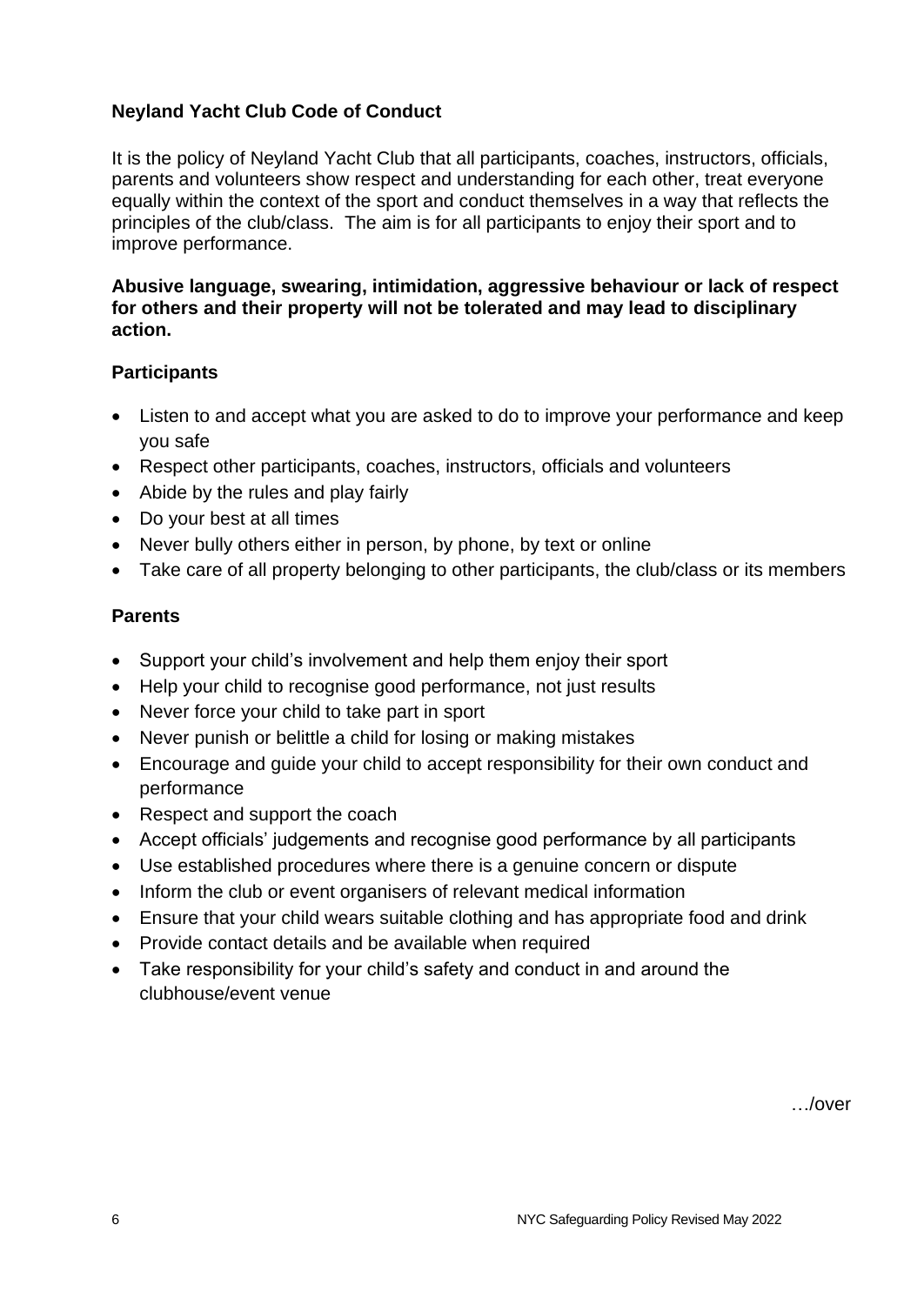## Neyland Yacht Club Code of Conduct

It is the policy of Neyland Yacht Club that all participants, coaches, instructors, officials, parents and volunteers show respect and understanding for each other, treat everyone equally within the context of the sport and conduct themselves in a way that reflects the principles of the club/class. The aim is for all participants to enjoy their sport and to improve performance.

**Abusive language, swearing, intimidation, aggressive behaviour or lack of respect for others and their property will not be tolerated and may lead to disciplinary action.**

### Participants

- Listen to and accept what you are asked to do to improve your performance and keep you safe
- Respect other participants, coaches, instructors, officials and volunteers
- Abide by the rules and play fairly
- Do your best at all times
- Never bully others either in person, by phone, by text or online
- Take care of all property belonging to other participants, the club/class or its members

### Parents

- Support your child's involvement and help them enjoy their sport
- Help your child to recognise good performance, not just results
- Never force your child to take part in sport
- Never punish or belittle a child for losing or making mistakes
- Encourage and guide your child to accept responsibility for their own conduct and performance
- Respect and support the coach
- Accept officials' judgements and recognise good performance by all participants
- Use established procedures where there is a genuine concern or dispute
- Inform the club or event organisers of relevant medical information
- Ensure that your child wears suitable clothing and has appropriate food and drink
- Provide contact details and be available when required
- Take responsibility for your child's safety and conduct in and around the clubhouse/event venue

…/over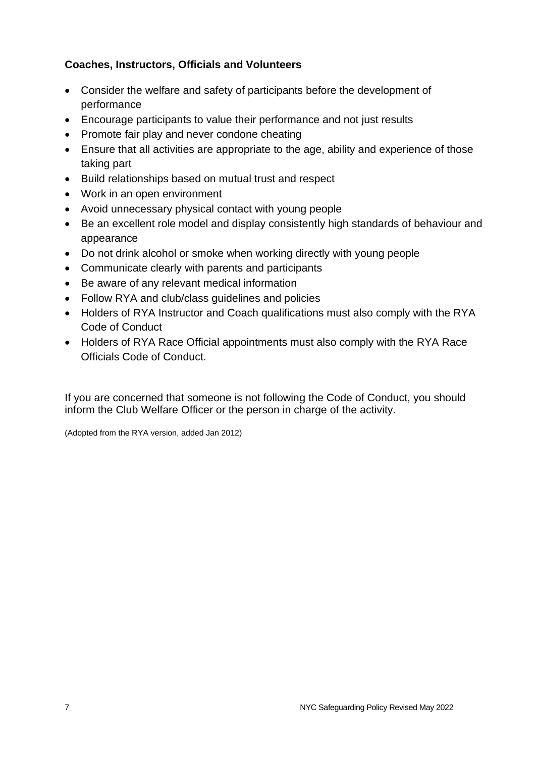**Coaches, Instructors, Officials and Volunteers**

- Consider the welfare and safety of participants before the development of performance
- Encourage participants to value their performance and not just results
- Promote fair play and never condone cheating
- Ensure that all activities are appropriate to the age, ability and experience of those taking part
- Build relationships based on mutual trust and respect
- Work in an open environment
- Avoid unnecessary physical contact with young people
- Be an excellent role model and display consistently high standards of behaviour and appearance
- Do not drink alcohol or smoke when working directly with young people
- Communicate clearly with parents and participants
- Be aware of any relevant medical information
- Follow RYA and club/class guidelines and policies
- Holders of RYA Instructor and Coach qualifications must also comply with the RYA Code of Conduct
- Holders of RYA Race Official appointments must also comply with the RYA Race Officials Code of Conduct.

If you are concerned that someone is not following the Code of Conduct, you should inform the Club Welfare Officer or the person in charge of the activity.

(Adopted from the RYA version, added Jan 2012)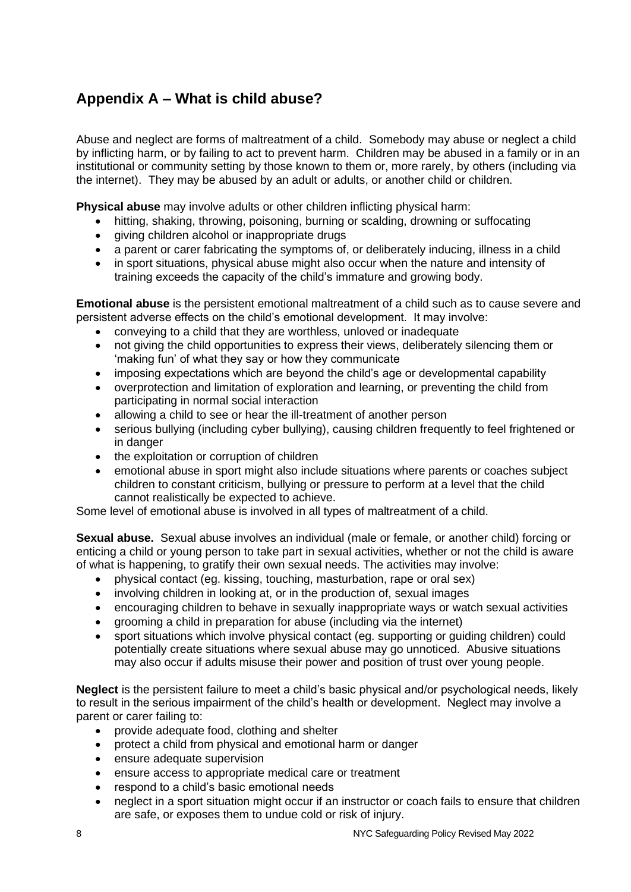## Appendix A – What is child abuse?

Abuse and neglect are forms of maltreatment of a child. Somebody may abuse or neglect a child by inflicting harm, or by failing to act to prevent harm. Children may be abused in a family or in an institutional or community setting by those known to them or, more rarely, by others (including via the internet). They may be abused by an adult or adults, or another child or children.

**Physical abuse** may involve adults or other children inflicting physical harm:

- hitting, shaking, throwing, poisoning, burning or scalding, drowning or suffocating
- giving children alcohol or inappropriate drugs
- a parent or carer fabricating the symptoms of, or deliberately inducing, illness in a child
- in sport situations, physical abuse might also occur when the nature and intensity of training exceeds the capacity of the child's immature and growing body.

**Emotional abuse** is the persistent emotional maltreatment of a child such as to cause severe and persistent adverse effects on the child's emotional development. It may involve:

- conveying to a child that they are worthless, unloved or inadequate
- not giving the child opportunities to express their views, deliberately silencing them or 'making fun' of what they say or how they communicate
- imposing expectations which are beyond the child's age or developmental capability
- overprotection and limitation of exploration and learning, or preventing the child from participating in normal social interaction
- allowing a child to see or hear the ill-treatment of another person
- serious bullying (including cyber bullying), causing children frequently to feel frightened or in danger
- the exploitation or corruption of children
- emotional abuse in sport might also include situations where parents or coaches subject children to constant criticism, bullying or pressure to perform at a level that the child cannot realistically be expected to achieve.

Some level of emotional abuse is involved in all types of maltreatment of a child.

**Sexual abuse.** Sexual abuse involves an individual (male or female, or another child) forcing or enticing a child or young person to take part in sexual activities, whether or not the child is aware of what is happening, to gratify their own sexual needs. The activities may involve:

- physical contact (eg. kissing, touching, masturbation, rape or oral sex)
- involving children in looking at, or in the production of, sexual images
- encouraging children to behave in sexually inappropriate ways or watch sexual activities
- grooming a child in preparation for abuse (including via the internet)
- sport situations which involve physical contact (eg. supporting or guiding children) could potentially create situations where sexual abuse may go unnoticed. Abusive situations may also occur if adults misuse their power and position of trust over young people.

**Neglect** is the persistent failure to meet a child's basic physical and/or psychological needs, likely to result in the serious impairment of the child's health or development. Neglect may involve a parent or carer failing to:

- provide adequate food, clothing and shelter
- protect a child from physical and emotional harm or danger
- ensure adequate supervision
- ensure access to appropriate medical care or treatment
- respond to a child's basic emotional needs
- neglect in a sport situation might occur if an instructor or coach fails to ensure that children are safe, or exposes them to undue cold or risk of injury.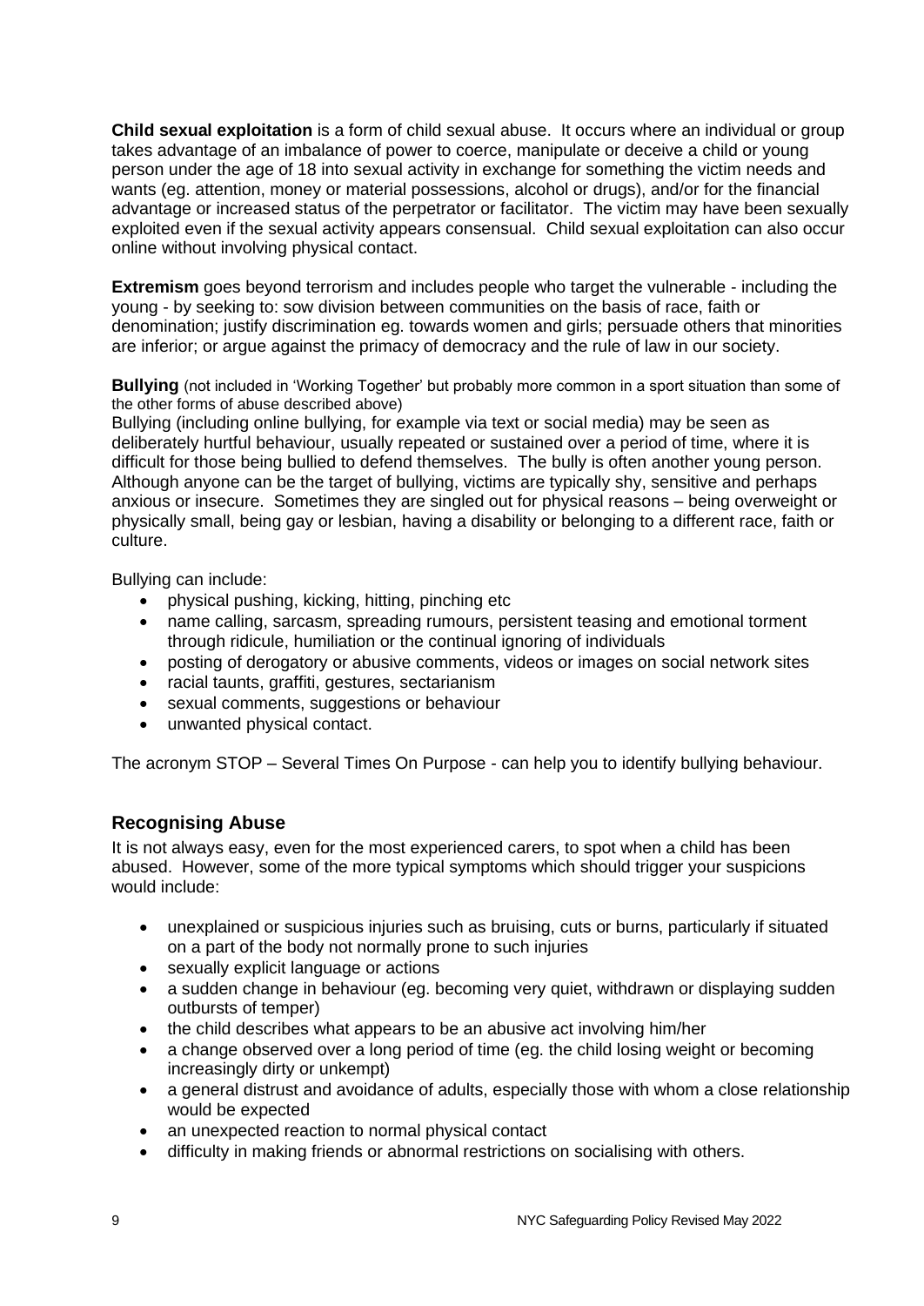**Child sexual exploitation** is a form of child sexual abuse. It occurs where an individual or group takes advantage of an imbalance of power to coerce, manipulate or deceive a child or young person under the age of 18 into sexual activity in exchange for something the victim needs and wants (eg. attention, money or material possessions, alcohol or drugs), and/or for the financial advantage or increased status of the perpetrator or facilitator. The victim may have been sexually exploited even if the sexual activity appears consensual. Child sexual exploitation can also occur online without involving physical contact.

**Extremism** goes beyond terrorism and includes people who target the vulnerable - including the young - by seeking to: sow division between communities on the basis of race, faith or denomination; justify discrimination eg. towards women and girls; persuade others that minorities are inferior; or argue against the primacy of democracy and the rule of law in our society.

**Bullying** (not included in 'Working Together' but probably more common in a sport situation than some of the other forms of abuse described above)

Bullying (including online bullying, for example via text or social media) may be seen as deliberately hurtful behaviour, usually repeated or sustained over a period of time, where it is difficult for those being bullied to defend themselves. The bully is often another young person. Although anyone can be the target of bullying, victims are typically shy, sensitive and perhaps anxious or insecure. Sometimes they are singled out for physical reasons – being overweight or physically small, being gay or lesbian, having a disability or belonging to a different race, faith or culture.

Bullying can include:

- physical pushing, kicking, hitting, pinching etc
- name calling, sarcasm, spreading rumours, persistent teasing and emotional torment through ridicule, humiliation or the continual ignoring of individuals
- posting of derogatory or abusive comments, videos or images on social network sites
- racial taunts, graffiti, gestures, sectarianism
- sexual comments, suggestions or behaviour
- unwanted physical contact.

The acronym STOP – Several Times On Purpose - can help you to identify bullying behaviour.

## Recognising Abuse

It is not always easy, even for the most experienced carers, to spot when a child has been abused. However, some of the more typical symptoms which should trigger your suspicions would include:

- unexplained or suspicious injuries such as bruising, cuts or burns, particularly if situated on a part of the body not normally prone to such injuries
- sexually explicit language or actions
- a sudden change in behaviour (eg. becoming very quiet, withdrawn or displaying sudden outbursts of temper)
- the child describes what appears to be an abusive act involving him/her
- a change observed over a long period of time (eg. the child losing weight or becoming increasingly dirty or unkempt)
- a general distrust and avoidance of adults, especially those with whom a close relationship would be expected
- an unexpected reaction to normal physical contact
- difficulty in making friends or abnormal restrictions on socialising with others.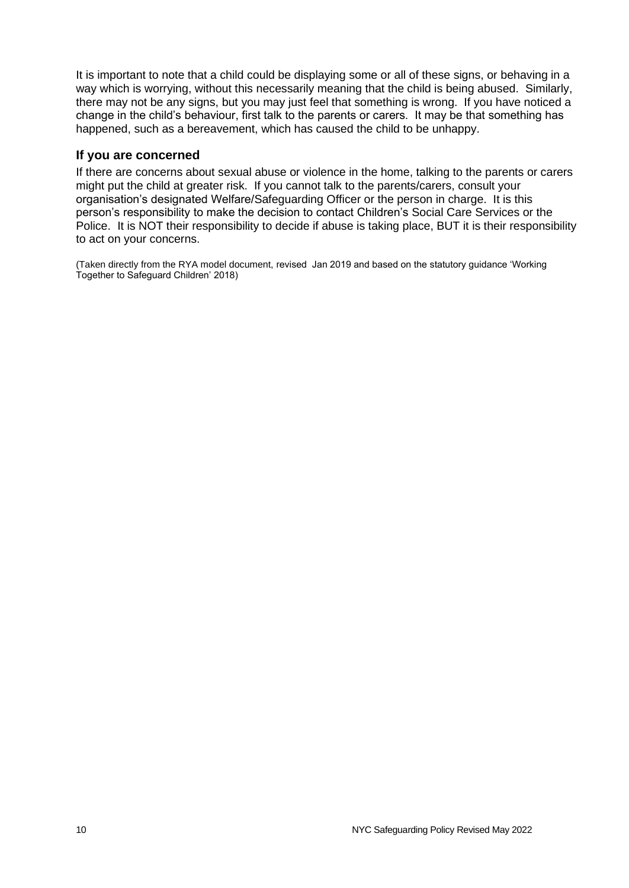It is important to note that a child could be displaying some or all of these signs, or behaving in a way which is worrying, without this necessarily meaning that the child is being abused. Similarly, there may not be any signs, but you may just feel that something is wrong. If you have noticed a change in the child's behaviour, first talk to the parents or carers. It may be that something has happened, such as a bereavement, which has caused the child to be unhappy.

### If you are concerned

If there are concerns about sexual abuse or violence in the home, talking to the parents or carers might put the child at greater risk. If you cannot talk to the parents/carers, consult your organisation's designated Welfare/Safeguarding Officer or the person in charge. It is this person's responsibility to make the decision to contact Children's Social Care Services or the Police. It is NOT their responsibility to decide if abuse is taking place, BUT it is their responsibility to act on your concerns.

(Taken directly from the RYA model document, revised Jan 2019 and based on the statutory guidance 'Working Together to Safeguard Children' 2018)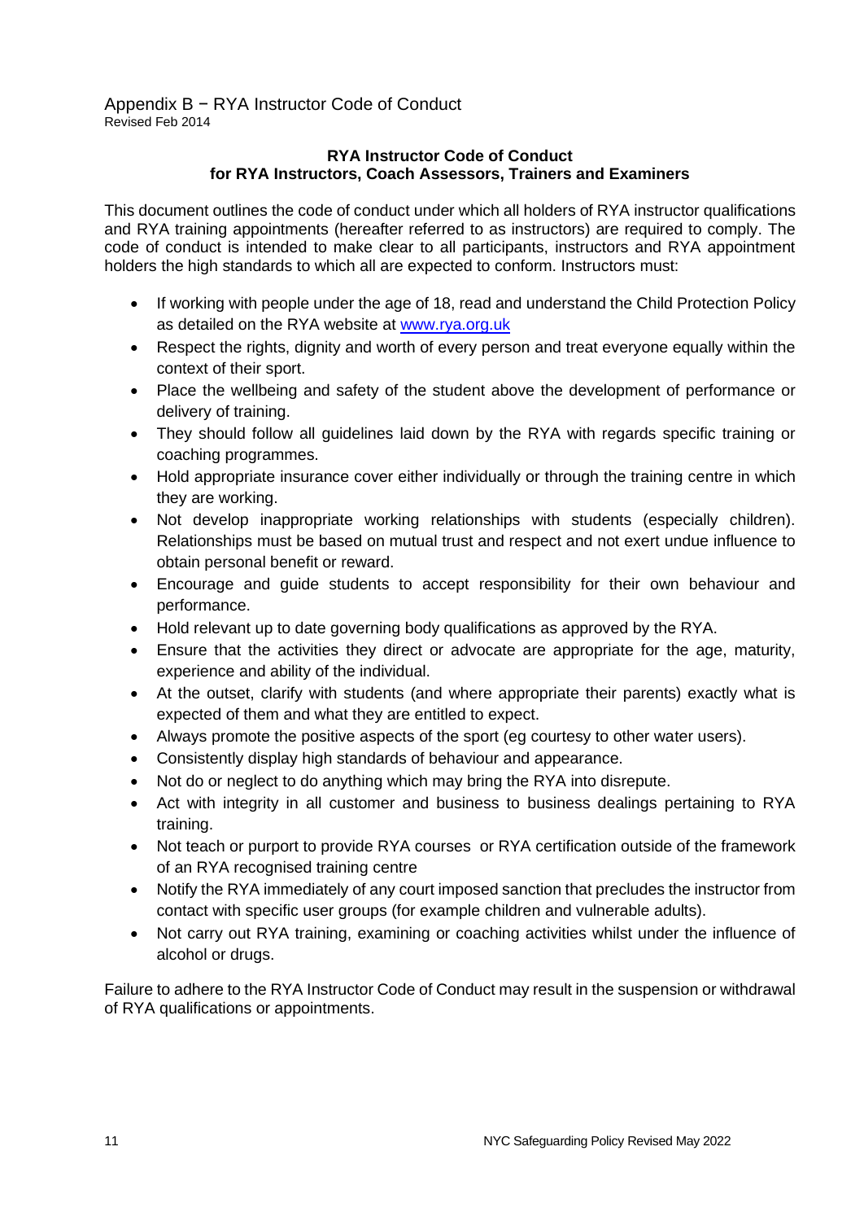Appendix B − RYA Instructor Code of Conduct
Revised Feb 2014

**RYA Instructor Code of Conduct**
**for RYA Instructors, Coach Assessors, Trainers and Examiners**

This document outlines the code of conduct under which all holders of RYA instructor qualifications and RYA training appointments (hereafter referred to as instructors) are required to comply. The code of conduct is intended to make clear to all participants, instructors and RYA appointment holders the high standards to which all are expected to conform. Instructors must:

- If working with people under the age of 18, read and understand the Child Protection Policy as detailed on the RYA website at [www.rya.org.uk](http://www.rya.org.uk)
- Respect the rights, dignity and worth of every person and treat everyone equally within the context of their sport.
- Place the wellbeing and safety of the student above the development of performance or delivery of training.
- They should follow all guidelines laid down by the RYA with regards specific training or coaching programmes.
- Hold appropriate insurance cover either individually or through the training centre in which they are working.
- Not develop inappropriate working relationships with students (especially children). Relationships must be based on mutual trust and respect and not exert undue influence to obtain personal benefit or reward.
- Encourage and guide students to accept responsibility for their own behaviour and performance.
- Hold relevant up to date governing body qualifications as approved by the RYA.
- Ensure that the activities they direct or advocate are appropriate for the age, maturity, experience and ability of the individual.
- At the outset, clarify with students (and where appropriate their parents) exactly what is expected of them and what they are entitled to expect.
- Always promote the positive aspects of the sport (eg courtesy to other water users).
- Consistently display high standards of behaviour and appearance.
- Not do or neglect to do anything which may bring the RYA into disrepute.
- Act with integrity in all customer and business to business dealings pertaining to RYA training.
- Not teach or purport to provide RYA courses or RYA certification outside of the framework of an RYA recognised training centre
- Notify the RYA immediately of any court imposed sanction that precludes the instructor from contact with specific user groups (for example children and vulnerable adults).
- Not carry out RYA training, examining or coaching activities whilst under the influence of alcohol or drugs.

Failure to adhere to the RYA Instructor Code of Conduct may result in the suspension or withdrawal of RYA qualifications or appointments.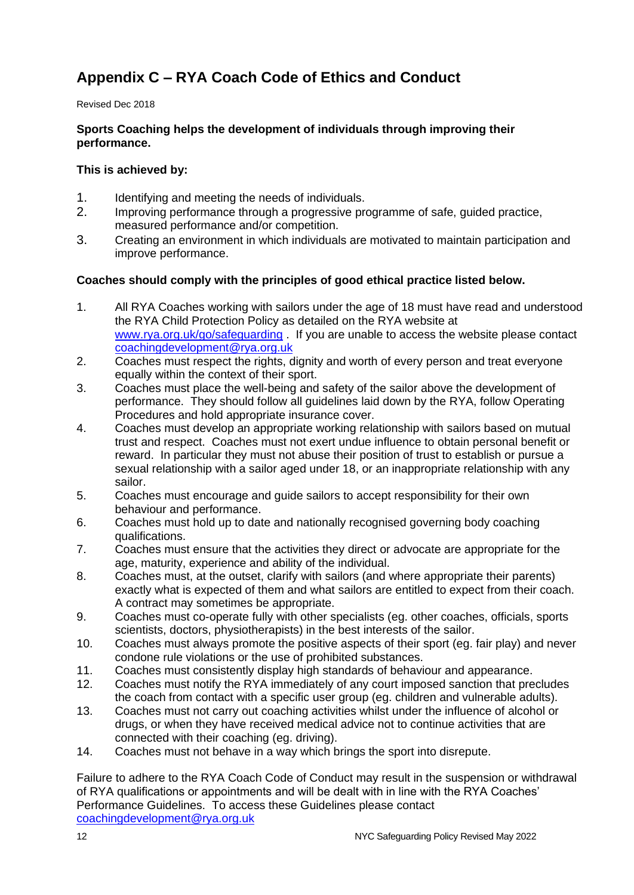# Appendix C – RYA Coach Code of Ethics and Conduct

Revised Dec 2018

**Sports Coaching helps the development of individuals through improving their performance.**

**This is achieved by:**

1. Identifying and meeting the needs of individuals.
2. Improving performance through a progressive programme of safe, guided practice, measured performance and/or competition.
3. Creating an environment in which individuals are motivated to maintain participation and improve performance.

**Coaches should comply with the principles of good ethical practice listed below.**

1. All RYA Coaches working with sailors under the age of 18 must have read and understood the RYA Child Protection Policy as detailed on the RYA website at www.rya.org.uk/go/safeguarding . If you are unable to access the website please contact coachingdevelopment@rya.org.uk
2. Coaches must respect the rights, dignity and worth of every person and treat everyone equally within the context of their sport.
3. Coaches must place the well-being and safety of the sailor above the development of performance. They should follow all guidelines laid down by the RYA, follow Operating Procedures and hold appropriate insurance cover.
4. Coaches must develop an appropriate working relationship with sailors based on mutual trust and respect. Coaches must not exert undue influence to obtain personal benefit or reward. In particular they must not abuse their position of trust to establish or pursue a sexual relationship with a sailor aged under 18, or an inappropriate relationship with any sailor.
5. Coaches must encourage and guide sailors to accept responsibility for their own behaviour and performance.
6. Coaches must hold up to date and nationally recognised governing body coaching qualifications.
7. Coaches must ensure that the activities they direct or advocate are appropriate for the age, maturity, experience and ability of the individual.
8. Coaches must, at the outset, clarify with sailors (and where appropriate their parents) exactly what is expected of them and what sailors are entitled to expect from their coach. A contract may sometimes be appropriate.
9. Coaches must co-operate fully with other specialists (eg. other coaches, officials, sports scientists, doctors, physiotherapists) in the best interests of the sailor.
10. Coaches must always promote the positive aspects of their sport (eg. fair play) and never condone rule violations or the use of prohibited substances.
11. Coaches must consistently display high standards of behaviour and appearance.
12. Coaches must notify the RYA immediately of any court imposed sanction that precludes the coach from contact with a specific user group (eg. children and vulnerable adults).
13. Coaches must not carry out coaching activities whilst under the influence of alcohol or drugs, or when they have received medical advice not to continue activities that are connected with their coaching (eg. driving).
14. Coaches must not behave in a way which brings the sport into disrepute.

Failure to adhere to the RYA Coach Code of Conduct may result in the suspension or withdrawal of RYA qualifications or appointments and will be dealt with in line with the RYA Coaches' Performance Guidelines. To access these Guidelines please contact coachingdevelopment@rya.org.uk